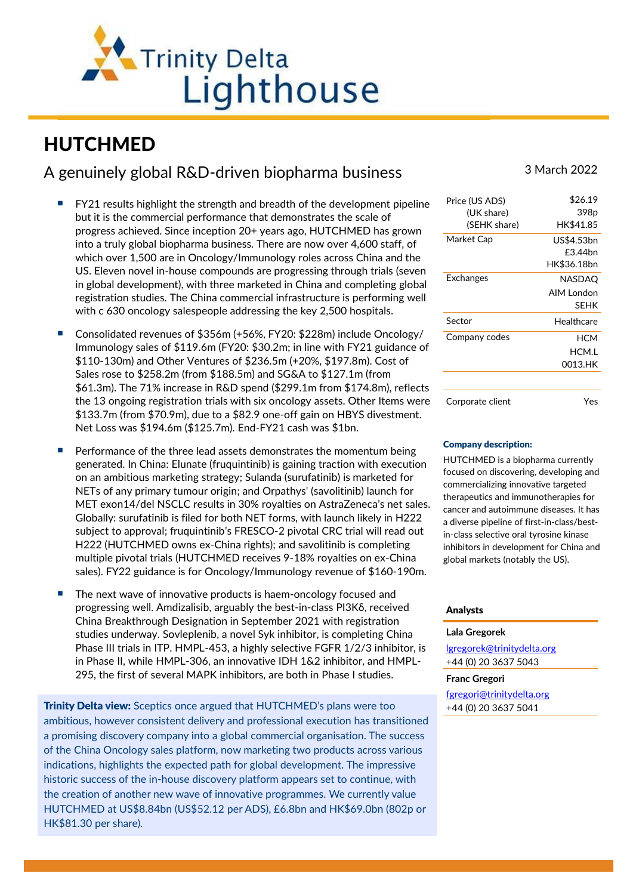# HUTCHMED

## A genuinely global R&D-driven biopharma business

3 March 2022

- FY21 results highlight the strength and breadth of the development pipeline but it is the commercial performance that demonstrates the scale of progress achieved. Since inception 20+ years ago, HUTCHMED has grown into a truly global biopharma business. There are now over 4,600 staff, of which over 1,500 are in Oncology/Immunology roles across China and the US. Eleven novel in-house compounds are progressing through trials (seven in global development), with three marketed in China and completing global registration studies. The China commercial infrastructure is performing well with c 630 oncology salespeople addressing the key 2,500 hospitals.

- Consolidated revenues of $356m (+56%, FY20: $228m) include Oncology/ Immunology sales of $119.6m (FY20: $30.2m; in line with FY21 guidance of $110-130m) and Other Ventures of $236.5m (+20%, $197.8m). Cost of Sales rose to $258.2m (from $188.5m) and SG&A to $127.1m (from $61.3m). The 71% increase in R&D spend ($299.1m from $174.8m), reflects the 13 ongoing registration trials with six oncology assets. Other Items were $133.7m (from $70.9m), due to a $82.9 one-off gain on HBYS divestment. Net Loss was $194.6m ($125.7m). End-FY21 cash was $1bn.

- Performance of the three lead assets demonstrates the momentum being generated. In China: Elunate (fruquintinib) is gaining traction with execution on an ambitious marketing strategy; Sulanda (surufatinib) is marketed for NETs of any primary tumour origin; and Orpathys' (savolitinib) launch for MET exon14/del NSCLC results in 30% royalties on AstraZeneca's net sales. Globally: surufatinib is filed for both NET forms, with launch likely in H222 subject to approval; fruquintinib's FRESCO-2 pivotal CRC trial will read out H222 (HUTCHMED owns ex-China rights); and savolitinib is completing multiple pivotal trials (HUTCHMED receives 9-18% royalties on ex-China sales). FY22 guidance is for Oncology/Immunology revenue of $160-190m.

- The next wave of innovative products is haem-oncology focused and progressing well. Amdizalisib, arguably the best-in-class PI3Kδ, received China Breakthrough Designation in September 2021 with registration studies underway. Sovleplenib, a novel Syk inhibitor, is completing China Phase III trials in ITP. HMPL-453, a highly selective FGFR 1/2/3 inhibitor, is in Phase II, while HMPL-306, an innovative IDH 1&2 inhibitor, and HMPL-295, the first of several MAPK inhibitors, are both in Phase I studies.

**Trinity Delta view:** Sceptics once argued that HUTCHMED's plans were too ambitious, however consistent delivery and professional execution has transitioned a promising discovery company into a global commercial organisation. The success of the China Oncology sales platform, now marketing two products across various indications, highlights the expected path for global development. The impressive historic success of the in-house discovery platform appears set to continue, with the creation of another new wave of innovative programmes. We currently value HUTCHMED at US$8.84bn (US$52.12 per ADS), £6.8bn and HK$69.0bn (802p or HK$81.30 per share).

| | |
|---|---|
| Price (US ADS) | $26.19 |
| (UK share) | 398p |
| (SEHK share) | HK$41.85 |
| Market Cap | US$4.53bn<br>£3.44bn<br>HK$36.18bn |
| Exchanges | NASDAQ<br>AIM London<br>SEHK |
| Sector | Healthcare |
| Company codes | HCM<br>HCM.L<br>0013.HK |
| Corporate client | Yes |

**Company description:**

HUTCHMED is a biopharma currently focused on discovering, developing and commercializing innovative targeted therapeutics and immunotherapies for cancer and autoimmune diseases. It has a diverse pipeline of first-in-class/best-in-class selective oral tyrosine kinase inhibitors in development for China and global markets (notably the US).

**Analysts**

**Lala Gregorek**
lgregorek@trinitydelta.org
+44 (0) 20 3637 5043

**Franc Gregori**
fgregori@trinitydelta.org
+44 (0) 20 3637 5041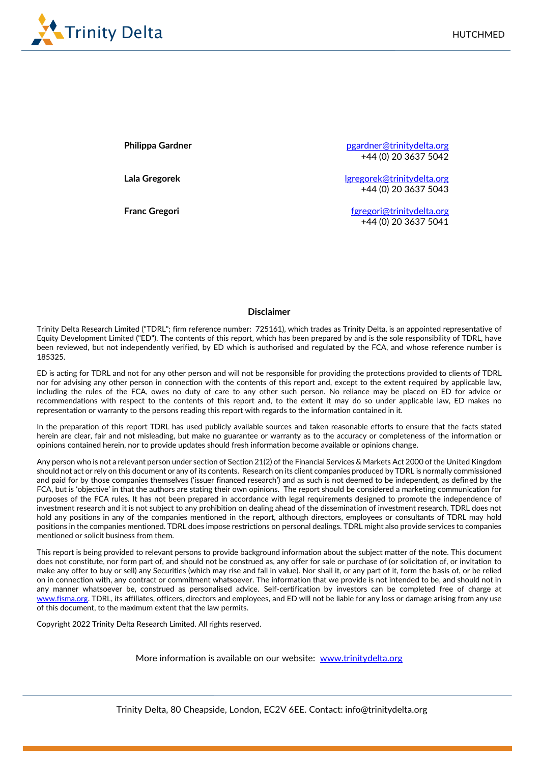**Philippa Gardner** pgardner@trinitydelta.org
+44 (0) 20 3637 5042

**Lala Gregorek** lgregorek@trinitydelta.org
+44 (0) 20 3637 5043

**Franc Gregori** fgregori@trinitydelta.org
+44 (0) 20 3637 5041

**Disclaimer**

Trinity Delta Research Limited ("TDRL"; firm reference number: 725161), which trades as Trinity Delta, is an appointed representative of Equity Development Limited ("ED"). The contents of this report, which has been prepared by and is the sole responsibility of TDRL, have been reviewed, but not independently verified, by ED which is authorised and regulated by the FCA, and whose reference number is 185325.

ED is acting for TDRL and not for any other person and will not be responsible for providing the protections provided to clients of TDRL nor for advising any other person in connection with the contents of this report and, except to the extent required by applicable law, including the rules of the FCA, owes no duty of care to any other such person. No reliance may be placed on ED for advice or recommendations with respect to the contents of this report and, to the extent it may do so under applicable law, ED makes no representation or warranty to the persons reading this report with regards to the information contained in it.

In the preparation of this report TDRL has used publicly available sources and taken reasonable efforts to ensure that the facts stated herein are clear, fair and not misleading, but make no guarantee or warranty as to the accuracy or completeness of the information or opinions contained herein, nor to provide updates should fresh information become available or opinions change.

Any person who is not a relevant person under section of Section 21(2) of the Financial Services & Markets Act 2000 of the United Kingdom should not act or rely on this document or any of its contents. Research on its client companies produced by TDRL is normally commissioned and paid for by those companies themselves ('issuer financed research') and as such is not deemed to be independent, as defined by the FCA, but is 'objective' in that the authors are stating their own opinions. The report should be considered a marketing communication for purposes of the FCA rules. It has not been prepared in accordance with legal requirements designed to promote the independence of investment research and it is not subject to any prohibition on dealing ahead of the dissemination of investment research. TDRL does not hold any positions in any of the companies mentioned in the report, although directors, employees or consultants of TDRL may hold positions in the companies mentioned. TDRL does impose restrictions on personal dealings. TDRL might also provide services to companies mentioned or solicit business from them.

This report is being provided to relevant persons to provide background information about the subject matter of the note. This document does not constitute, nor form part of, and should not be construed as, any offer for sale or purchase of (or solicitation of, or invitation to make any offer to buy or sell) any Securities (which may rise and fall in value). Nor shall it, or any part of it, form the basis of, or be relied on in connection with, any contract or commitment whatsoever. The information that we provide is not intended to be, and should not in any manner whatsoever be, construed as personalised advice. Self-certification by investors can be completed free of charge at www.fisma.org. TDRL, its affiliates, officers, directors and employees, and ED will not be liable for any loss or damage arising from any use of this document, to the maximum extent that the law permits.

Copyright 2022 Trinity Delta Research Limited. All rights reserved.

More information is available on our website: www.trinitydelta.org

Trinity Delta, 80 Cheapside, London, EC2V 6EE. Contact: info@trinitydelta.org